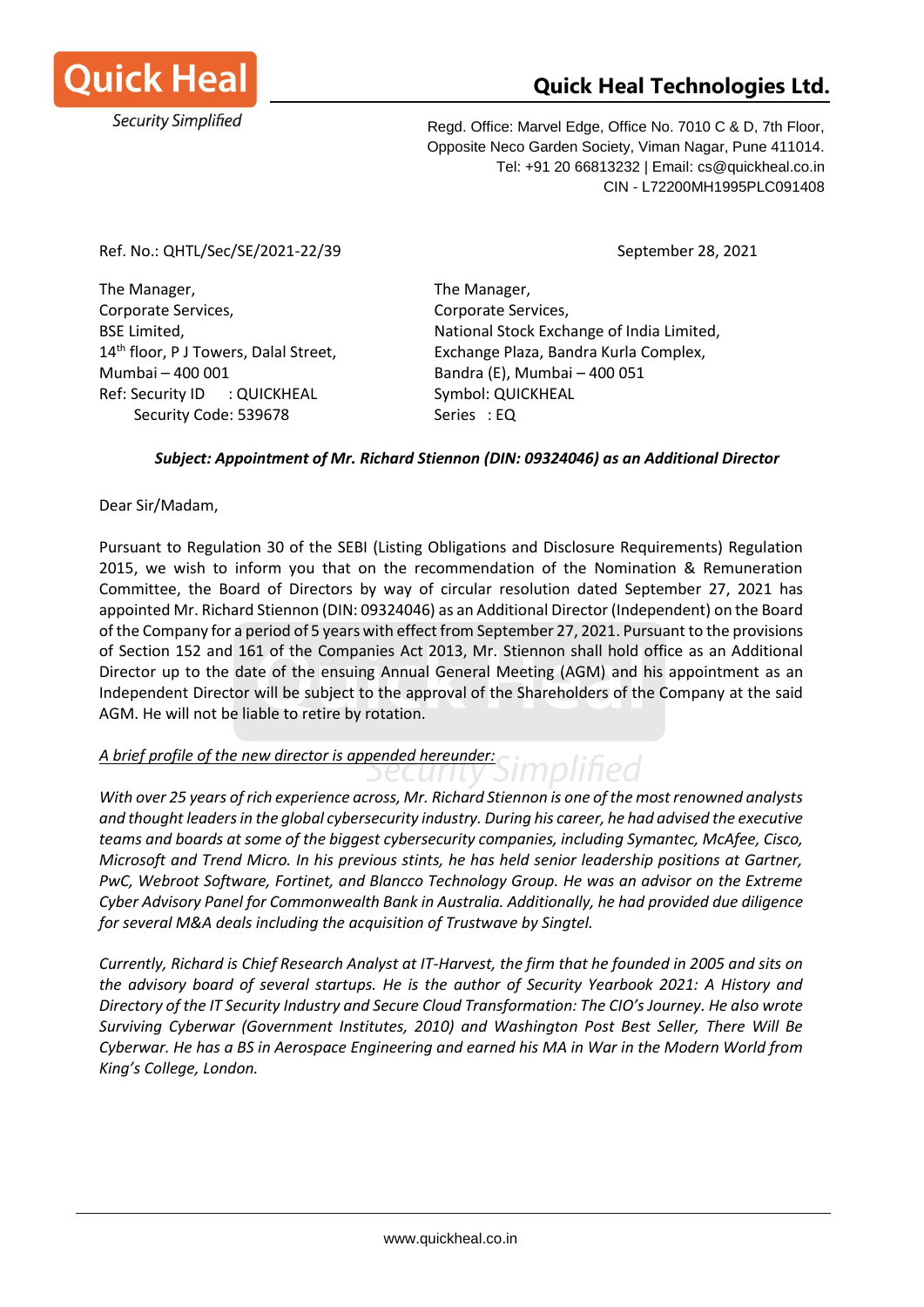Quick Heal

Security Simplified

**Quick Heal Technologies Ltd.**

Regd. Office: Marvel Edge, Office No. 7010 C & D, 7th Floor,
Opposite Neco Garden Society, Viman Nagar, Pune 411014.
Tel: +91 20 66813232 | Email: cs@quickheal.co.in
CIN - L72200MH1995PLC091408

Ref. No.: QHTL/Sec/SE/2021-22/39

September 28, 2021

The Manager,
Corporate Services,
BSE Limited,
14th floor, P J Towers, Dalal Street,
Mumbai – 400 001
Ref: Security ID : QUICKHEAL
Security Code: 539678

The Manager,
Corporate Services,
National Stock Exchange of India Limited,
Exchange Plaza, Bandra Kurla Complex,
Bandra (E), Mumbai – 400 051
Symbol: QUICKHEAL
Series : EQ

***Subject: Appointment of Mr. Richard Stiennon (DIN: 09324046) as an Additional Director***

Dear Sir/Madam,

Pursuant to Regulation 30 of the SEBI (Listing Obligations and Disclosure Requirements) Regulation 2015, we wish to inform you that on the recommendation of the Nomination & Remuneration Committee, the Board of Directors by way of circular resolution dated September 27, 2021 has appointed Mr. Richard Stiennon (DIN: 09324046) as an Additional Director (Independent) on the Board of the Company for a period of 5 years with effect from September 27, 2021. Pursuant to the provisions of Section 152 and 161 of the Companies Act 2013, Mr. Stiennon shall hold office as an Additional Director up to the date of the ensuing Annual General Meeting (AGM) and his appointment as an Independent Director will be subject to the approval of the Shareholders of the Company at the said AGM. He will not be liable to retire by rotation.

*A brief profile of the new director is appended hereunder:*

*With over 25 years of rich experience across, Mr. Richard Stiennon is one of the most renowned analysts and thought leaders in the global cybersecurity industry. During his career, he had advised the executive teams and boards at some of the biggest cybersecurity companies, including Symantec, McAfee, Cisco, Microsoft and Trend Micro. In his previous stints, he has held senior leadership positions at Gartner, PwC, Webroot Software, Fortinet, and Blancco Technology Group. He was an advisor on the Extreme Cyber Advisory Panel for Commonwealth Bank in Australia. Additionally, he had provided due diligence for several M&A deals including the acquisition of Trustwave by Singtel.*

*Currently, Richard is Chief Research Analyst at IT-Harvest, the firm that he founded in 2005 and sits on the advisory board of several startups. He is the author of Security Yearbook 2021: A History and Directory of the IT Security Industry and Secure Cloud Transformation: The CIO's Journey. He also wrote Surviving Cyberwar (Government Institutes, 2010) and Washington Post Best Seller, There Will Be Cyberwar. He has a BS in Aerospace Engineering and earned his MA in War in the Modern World from King's College, London.*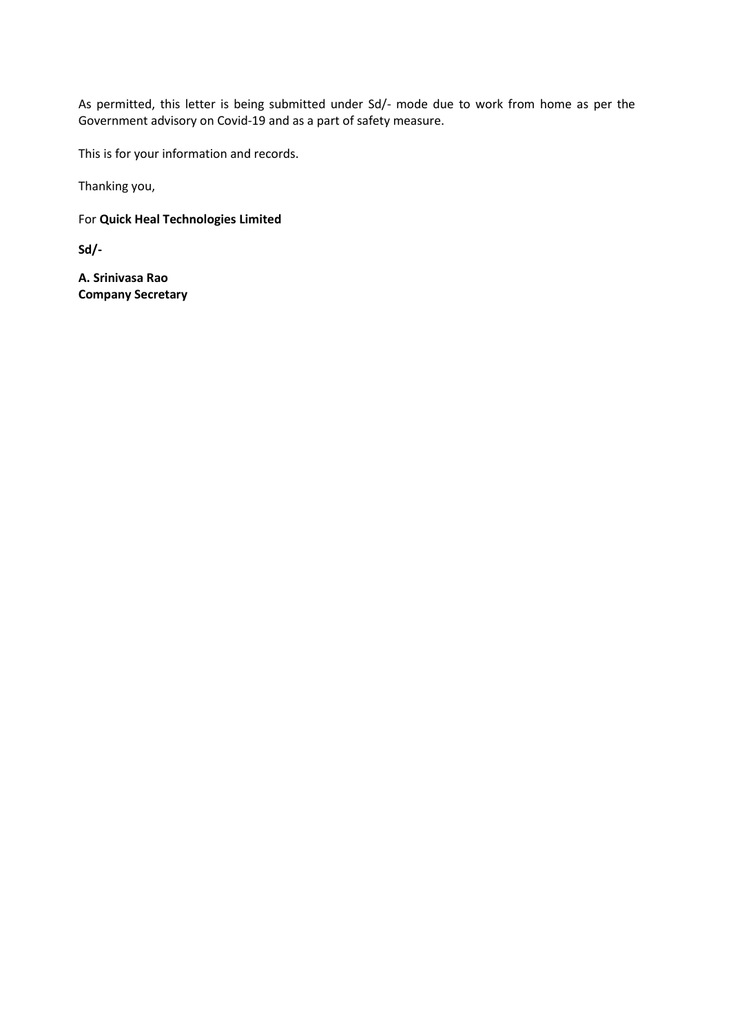As permitted, this letter is being submitted under Sd/- mode due to work from home as per the Government advisory on Covid-19 and as a part of safety measure.

This is for your information and records.

Thanking you,

For **Quick Heal Technologies Limited**

**Sd/-**

**A. Srinivasa Rao**
**Company Secretary**